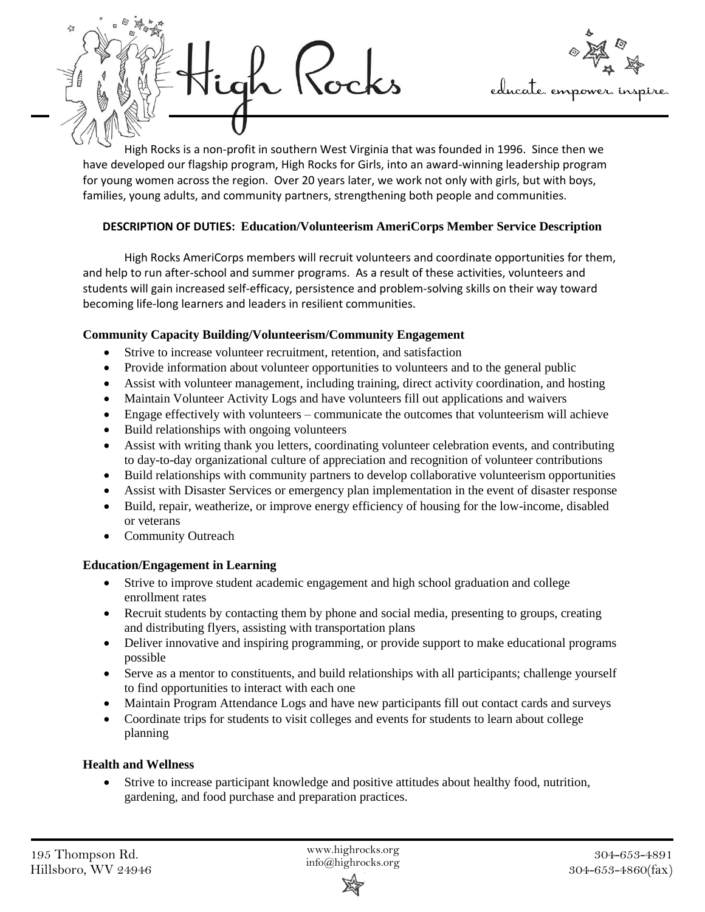# High Rocks

educate. empower. inspire.

High Rocks is a non-profit in southern West Virginia that was founded in 1996. Since then we have developed our flagship program, High Rocks for Girls, into an award-winning leadership program for young women across the region. Over 20 years later, we work not only with girls, but with boys, families, young adults, and community partners, strengthening both people and communities.

**DESCRIPTION OF DUTIES: Education/Volunteerism AmeriCorps Member Service Description**

High Rocks AmeriCorps members will recruit volunteers and coordinate opportunities for them, and help to run after-school and summer programs. As a result of these activities, volunteers and students will gain increased self-efficacy, persistence and problem-solving skills on their way toward becoming life-long learners and leaders in resilient communities.

**Community Capacity Building/Volunteerism/Community Engagement**

- Strive to increase volunteer recruitment, retention, and satisfaction
- Provide information about volunteer opportunities to volunteers and to the general public
- Assist with volunteer management, including training, direct activity coordination, and hosting
- Maintain Volunteer Activity Logs and have volunteers fill out applications and waivers
- Engage effectively with volunteers – communicate the outcomes that volunteerism will achieve
- Build relationships with ongoing volunteers
- Assist with writing thank you letters, coordinating volunteer celebration events, and contributing to day-to-day organizational culture of appreciation and recognition of volunteer contributions
- Build relationships with community partners to develop collaborative volunteerism opportunities
- Assist with Disaster Services or emergency plan implementation in the event of disaster response
- Build, repair, weatherize, or improve energy efficiency of housing for the low-income, disabled or veterans
- Community Outreach

**Education/Engagement in Learning**

- Strive to improve student academic engagement and high school graduation and college enrollment rates
- Recruit students by contacting them by phone and social media, presenting to groups, creating and distributing flyers, assisting with transportation plans
- Deliver innovative and inspiring programming, or provide support to make educational programs possible
- Serve as a mentor to constituents, and build relationships with all participants; challenge yourself to find opportunities to interact with each one
- Maintain Program Attendance Logs and have new participants fill out contact cards and surveys
- Coordinate trips for students to visit colleges and events for students to learn about college planning

**Health and Wellness**

- Strive to increase participant knowledge and positive attitudes about healthy food, nutrition, gardening, and food purchase and preparation practices.

195 Thompson Rd.
Hillsboro, WV 24946

www.highrocks.org
info@highrocks.org

304-653-4891
304-653-4860(fax)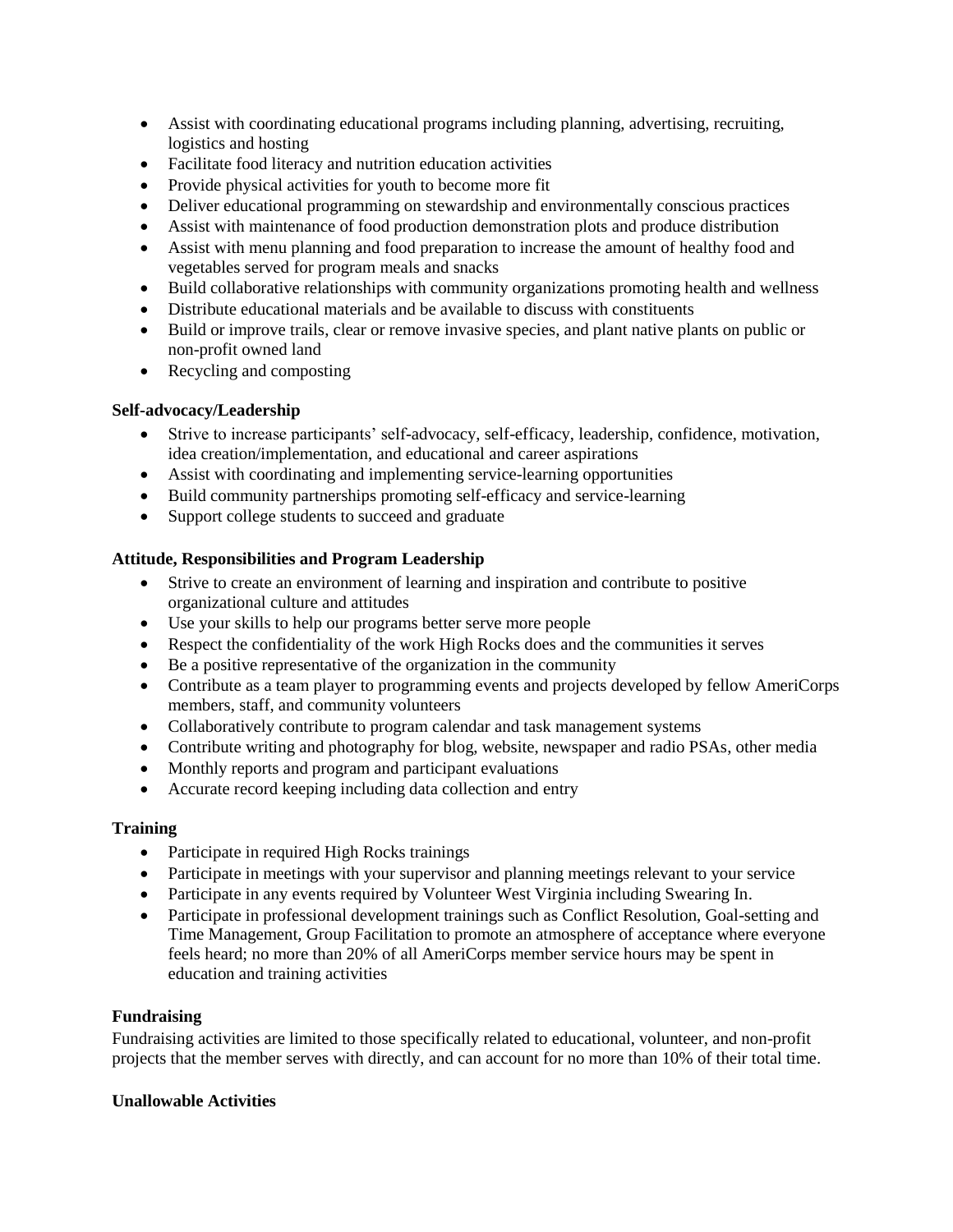- Assist with coordinating educational programs including planning, advertising, recruiting, logistics and hosting
- Facilitate food literacy and nutrition education activities
- Provide physical activities for youth to become more fit
- Deliver educational programming on stewardship and environmentally conscious practices
- Assist with maintenance of food production demonstration plots and produce distribution
- Assist with menu planning and food preparation to increase the amount of healthy food and vegetables served for program meals and snacks
- Build collaborative relationships with community organizations promoting health and wellness
- Distribute educational materials and be available to discuss with constituents
- Build or improve trails, clear or remove invasive species, and plant native plants on public or non-profit owned land
- Recycling and composting

**Self-advocacy/Leadership**

- Strive to increase participants' self-advocacy, self-efficacy, leadership, confidence, motivation, idea creation/implementation, and educational and career aspirations
- Assist with coordinating and implementing service-learning opportunities
- Build community partnerships promoting self-efficacy and service-learning
- Support college students to succeed and graduate

**Attitude, Responsibilities and Program Leadership**

- Strive to create an environment of learning and inspiration and contribute to positive organizational culture and attitudes
- Use your skills to help our programs better serve more people
- Respect the confidentiality of the work High Rocks does and the communities it serves
- Be a positive representative of the organization in the community
- Contribute as a team player to programming events and projects developed by fellow AmeriCorps members, staff, and community volunteers
- Collaboratively contribute to program calendar and task management systems
- Contribute writing and photography for blog, website, newspaper and radio PSAs, other media
- Monthly reports and program and participant evaluations
- Accurate record keeping including data collection and entry

**Training**

- Participate in required High Rocks trainings
- Participate in meetings with your supervisor and planning meetings relevant to your service
- Participate in any events required by Volunteer West Virginia including Swearing In.
- Participate in professional development trainings such as Conflict Resolution, Goal-setting and Time Management, Group Facilitation to promote an atmosphere of acceptance where everyone feels heard; no more than 20% of all AmeriCorps member service hours may be spent in education and training activities

**Fundraising**

Fundraising activities are limited to those specifically related to educational, volunteer, and non-profit projects that the member serves with directly, and can account for no more than 10% of their total time.

**Unallowable Activities**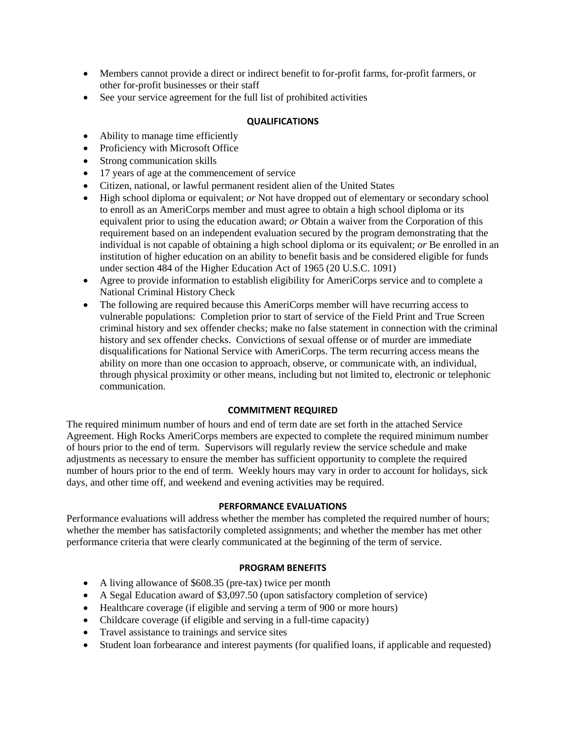- Members cannot provide a direct or indirect benefit to for-profit farms, for-profit farmers, or other for-profit businesses or their staff
- See your service agreement for the full list of prohibited activities

## QUALIFICATIONS

- Ability to manage time efficiently
- Proficiency with Microsoft Office
- Strong communication skills
- 17 years of age at the commencement of service
- Citizen, national, or lawful permanent resident alien of the United States
- High school diploma or equivalent; *or* Not have dropped out of elementary or secondary school to enroll as an AmeriCorps member and must agree to obtain a high school diploma or its equivalent prior to using the education award; *or* Obtain a waiver from the Corporation of this requirement based on an independent evaluation secured by the program demonstrating that the individual is not capable of obtaining a high school diploma or its equivalent; *or* Be enrolled in an institution of higher education on an ability to benefit basis and be considered eligible for funds under section 484 of the Higher Education Act of 1965 (20 U.S.C. 1091)
- Agree to provide information to establish eligibility for AmeriCorps service and to complete a National Criminal History Check
- The following are required because this AmeriCorps member will have recurring access to vulnerable populations: Completion prior to start of service of the Field Print and True Screen criminal history and sex offender checks; make no false statement in connection with the criminal history and sex offender checks. Convictions of sexual offense or of murder are immediate disqualifications for National Service with AmeriCorps. The term recurring access means the ability on more than one occasion to approach, observe, or communicate with, an individual, through physical proximity or other means, including but not limited to, electronic or telephonic communication.

## COMMITMENT REQUIRED

The required minimum number of hours and end of term date are set forth in the attached Service Agreement. High Rocks AmeriCorps members are expected to complete the required minimum number of hours prior to the end of term. Supervisors will regularly review the service schedule and make adjustments as necessary to ensure the member has sufficient opportunity to complete the required number of hours prior to the end of term. Weekly hours may vary in order to account for holidays, sick days, and other time off, and weekend and evening activities may be required.

## PERFORMANCE EVALUATIONS

Performance evaluations will address whether the member has completed the required number of hours; whether the member has satisfactorily completed assignments; and whether the member has met other performance criteria that were clearly communicated at the beginning of the term of service.

## PROGRAM BENEFITS

- A living allowance of $608.35 (pre-tax) twice per month
- A Segal Education award of $3,097.50 (upon satisfactory completion of service)
- Healthcare coverage (if eligible and serving a term of 900 or more hours)
- Childcare coverage (if eligible and serving in a full-time capacity)
- Travel assistance to trainings and service sites
- Student loan forbearance and interest payments (for qualified loans, if applicable and requested)